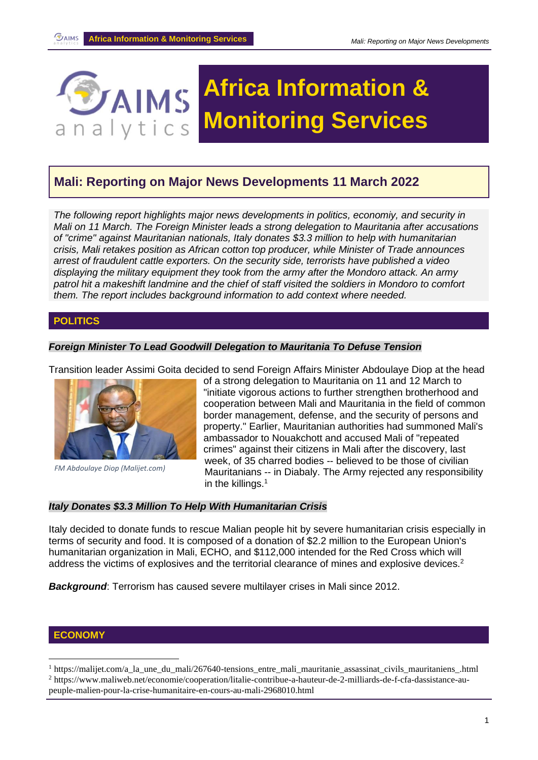# Africa Information & Monitoring Services

## Mali: Reporting on Major News Developments 11 March 2022

*The following report highlights major news developments in politics, economiy, and security in Mali on 11 March. The Foreign Minister leads a strong delegation to Mauritania after accusations of "crime" against Mauritanian nationals, Italy donates $3.3 million to help with humanitarian crisis, Mali retakes position as African cotton top producer, while Minister of Trade announces arrest of fraudulent cattle exporters. On the security side, terrorists have published a video displaying the military equipment they took from the army after the Mondoro attack. An army patrol hit a makeshift landmine and the chief of staff visited the soldiers in Mondoro to comfort them. The report includes background information to add context where needed.*

## POLITICS

### *Foreign Minister To Lead Goodwill Delegation to Mauritania To Defuse Tension*

Transition leader Assimi Goita decided to send Foreign Affairs Minister Abdoulaye Diop at the head of a strong delegation to Mauritania on 11 and 12 March to "initiate vigorous actions to further strengthen brotherhood and cooperation between Mali and Mauritania in the field of common border management, defense, and the security of persons and property." Earlier, Mauritanian authorities had summoned Mali's ambassador to Nouakchott and accused Mali of "repeated crimes" against their citizens in Mali after the discovery, last week, of 35 charred bodies -- believed to be those of civilian Mauritanians -- in Diabaly. The Army rejected any responsibility in the killings.[1]

*FM Abdoulaye Diop (Malijet.com)*

### *Italy Donates $3.3 Million To Help With Humanitarian Crisis*

Italy decided to donate funds to rescue Malian people hit by severe humanitarian crisis especially in terms of security and food. It is composed of a donation of $2.2 million to the European Union's humanitarian organization in Mali, ECHO, and $112,000 intended for the Red Cross which will address the victims of explosives and the territorial clearance of mines and explosive devices.[2]

***Background***: Terrorism has caused severe multilayer crises in Mali since 2012.

## ECONOMY

---

[1] https://malijet.com/a_la_une_du_mali/267640-tensions_entre_mali_mauritanie_assassinat_civils_mauritaniens_.html

[2] https://www.maliweb.net/economie/cooperation/litalie-contribue-a-hauteur-de-2-milliards-de-f-cfa-dassistance-au-peuple-malien-pour-la-crise-humanitaire-en-cours-au-mali-2968010.html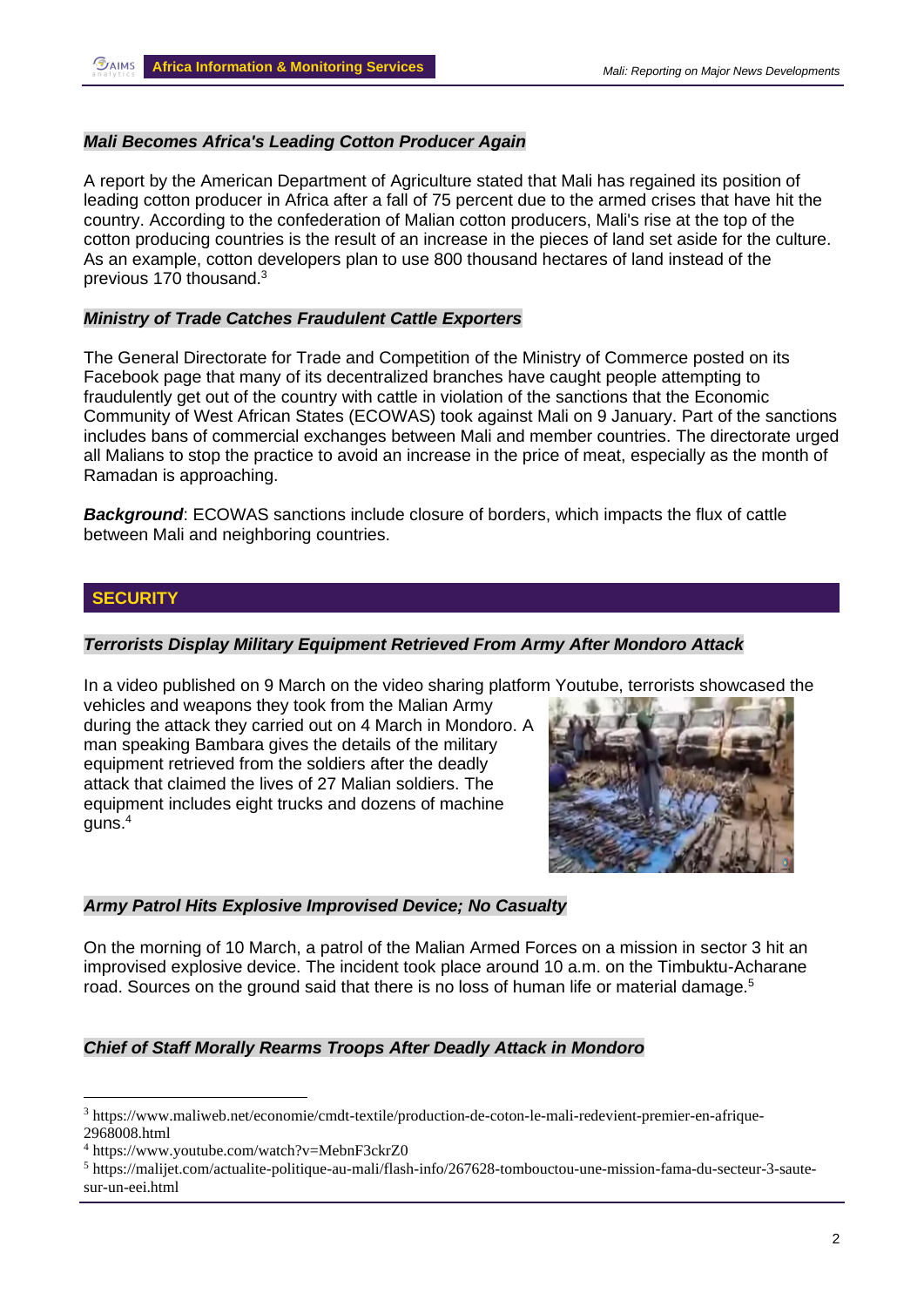***Mali Becomes Africa's Leading Cotton Producer Again***

A report by the American Department of Agriculture stated that Mali has regained its position of leading cotton producer in Africa after a fall of 75 percent due to the armed crises that have hit the country. According to the confederation of Malian cotton producers, Mali's rise at the top of the cotton producing countries is the result of an increase in the pieces of land set aside for the culture. As an example, cotton developers plan to use 800 thousand hectares of land instead of the previous 170 thousand.[3]

***Ministry of Trade Catches Fraudulent Cattle Exporters***

The General Directorate for Trade and Competition of the Ministry of Commerce posted on its Facebook page that many of its decentralized branches have caught people attempting to fraudulently get out of the country with cattle in violation of the sanctions that the Economic Community of West African States (ECOWAS) took against Mali on 9 January. Part of the sanctions includes bans of commercial exchanges between Mali and member countries. The directorate urged all Malians to stop the practice to avoid an increase in the price of meat, especially as the month of Ramadan is approaching.

***Background***: ECOWAS sanctions include closure of borders, which impacts the flux of cattle between Mali and neighboring countries.

## SECURITY

***Terrorists Display Military Equipment Retrieved From Army After Mondoro Attack***

In a video published on 9 March on the video sharing platform Youtube, terrorists showcased the vehicles and weapons they took from the Malian Army during the attack they carried out on 4 March in Mondoro. A man speaking Bambara gives the details of the military equipment retrieved from the soldiers after the deadly attack that claimed the lives of 27 Malian soldiers. The equipment includes eight trucks and dozens of machine guns.[4]

***Army Patrol Hits Explosive Improvised Device; No Casualty***

On the morning of 10 March, a patrol of the Malian Armed Forces on a mission in sector 3 hit an improvised explosive device. The incident took place around 10 a.m. on the Timbuktu-Acharane road. Sources on the ground said that there is no loss of human life or material damage.[5]

***Chief of Staff Morally Rearms Troops After Deadly Attack in Mondoro***

---

[3] https://www.maliweb.net/economie/cmdt-textile/production-de-coton-le-mali-redevient-premier-en-afrique-2968008.html

[4] https://www.youtube.com/watch?v=MebnF3ckrZ0

[5] https://malijet.com/actualite-politique-au-mali/flash-info/267628-tombouctou-une-mission-fama-du-secteur-3-saute-sur-un-eei.html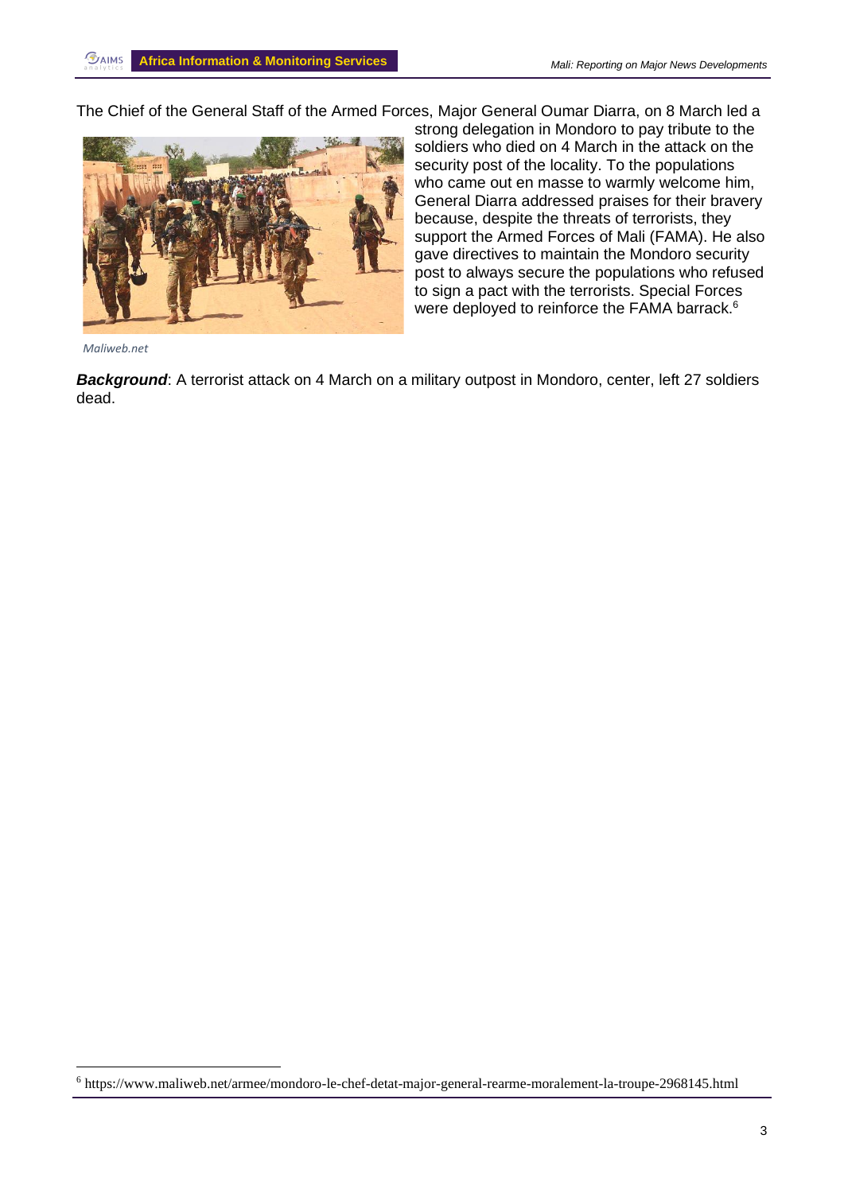The Chief of the General Staff of the Armed Forces, Major General Oumar Diarra, on 8 March led a strong delegation in Mondoro to pay tribute to the soldiers who died on 4 March in the attack on the security post of the locality. To the populations who came out en masse to warmly welcome him, General Diarra addressed praises for their bravery because, despite the threats of terrorists, they support the Armed Forces of Mali (FAMA). He also gave directives to maintain the Mondoro security post to always secure the populations who refused to sign a pact with the terrorists. Special Forces were deployed to reinforce the FAMA barrack.[6]

*Maliweb.net*

***Background***: A terrorist attack on 4 March on a military outpost in Mondoro, center, left 27 soldiers dead.

[6] https://www.maliweb.net/armee/mondoro-le-chef-detat-major-general-rearme-moralement-la-troupe-2968145.html